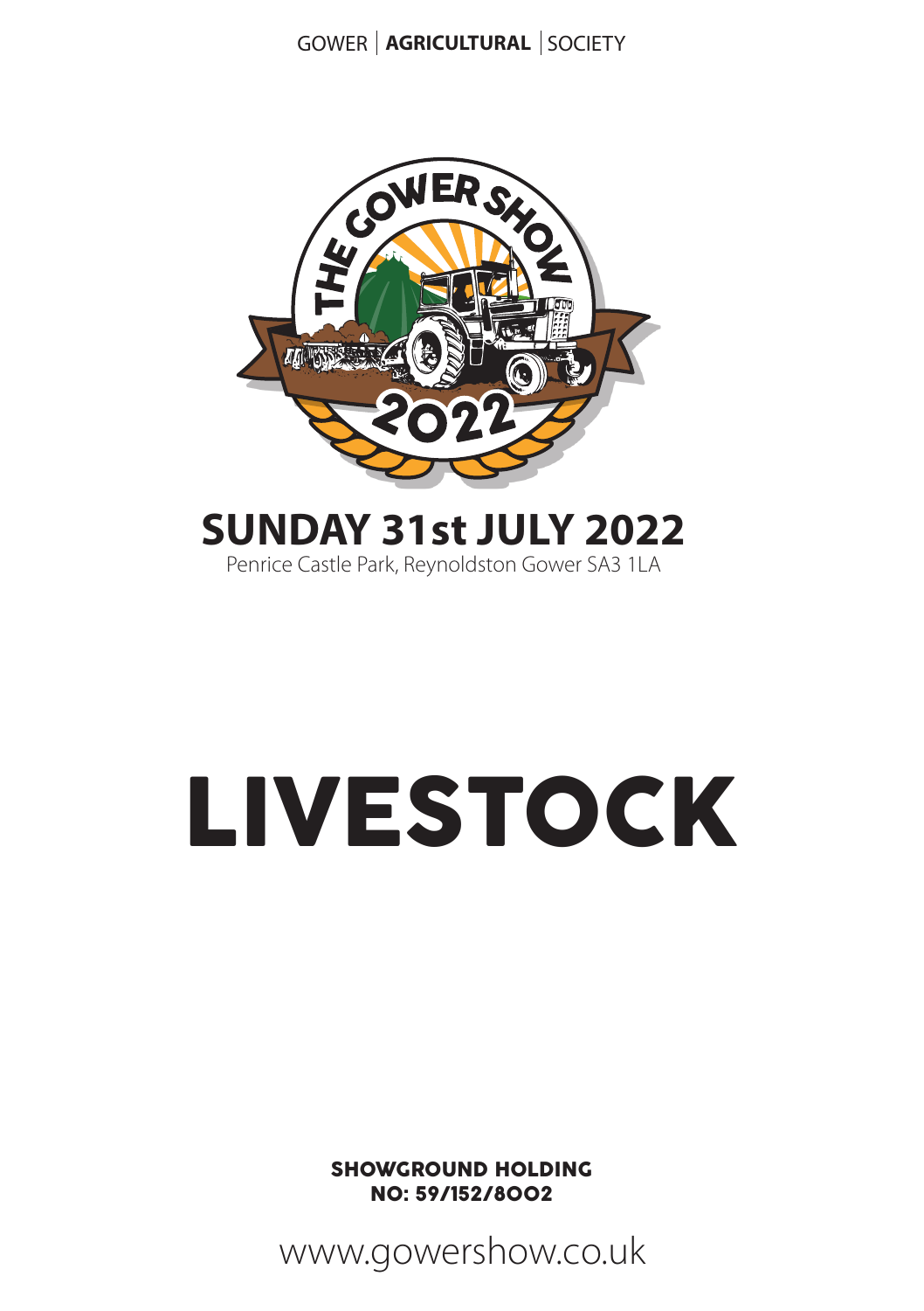GOWER | **AGRICULTURAL** | SOCIETY

# SUNDAY 31st JULY 2022

Penrice Castle Park, Reynoldston Gower SA3 1LA

# LIVESTOCK

**SHOWGROUND HOLDING NO: 59/152/8002**

www.gowershow.co.uk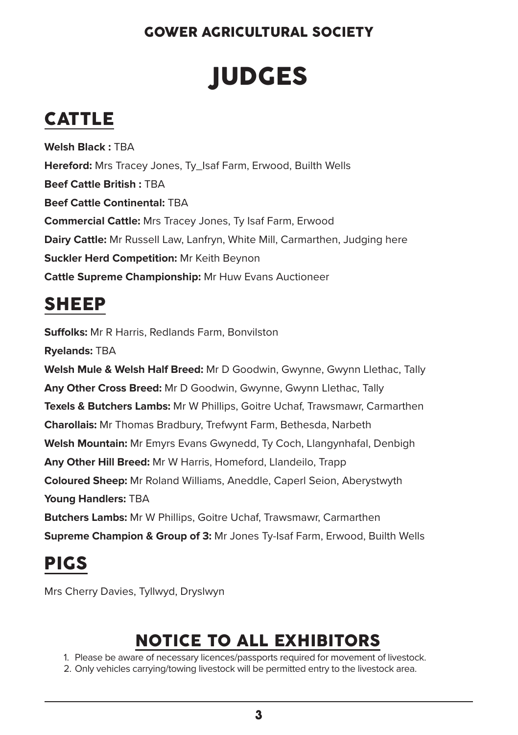## GOWER AGRICULTURAL SOCIETY

# JUDGES

## CATTLE

**Welsh Black :** TBA

**Hereford:** Mrs Tracey Jones, Ty_Isaf Farm, Erwood, Builth Wells

**Beef Cattle British :** TBA

**Beef Cattle Continental:** TBA

**Commercial Cattle:** Mrs Tracey Jones, Ty Isaf Farm, Erwood

**Dairy Cattle:** Mr Russell Law, Lanfryn, White Mill, Carmarthen, Judging here

**Suckler Herd Competition:** Mr Keith Beynon

**Cattle Supreme Championship:** Mr Huw Evans Auctioneer

## SHEEP

**Suffolks:** Mr R Harris, Redlands Farm, Bonvilston

**Ryelands:** TBA

**Welsh Mule & Welsh Half Breed:** Mr D Goodwin, Gwynne, Gwynn Llethac, Tally

**Any Other Cross Breed:** Mr D Goodwin, Gwynne, Gwynn Llethac, Tally

**Texels & Butchers Lambs:** Mr W Phillips, Goitre Uchaf, Trawsmawr, Carmarthen

**Charollais:** Mr Thomas Bradbury, Trefwynt Farm, Bethesda, Narbeth

**Welsh Mountain:** Mr Emyrs Evans Gwynedd, Ty Coch, Llangynhafal, Denbigh

**Any Other Hill Breed:** Mr W Harris, Homeford, Llandeilo, Trapp

**Coloured Sheep:** Mr Roland Williams, Aneddle, Caperl Seion, Aberystwyth

**Young Handlers:** TBA

**Butchers Lambs:** Mr W Phillips, Goitre Uchaf, Trawsmawr, Carmarthen

**Supreme Champion & Group of 3:** Mr Jones Ty-Isaf Farm, Erwood, Builth Wells

## PIGS

Mrs Cherry Davies, Tyllwyd, Dryslwyn

## NOTICE TO ALL EXHIBITORS

1. Please be aware of necessary licences/passports required for movement of livestock.
2. Only vehicles carrying/towing livestock will be permitted entry to the livestock area.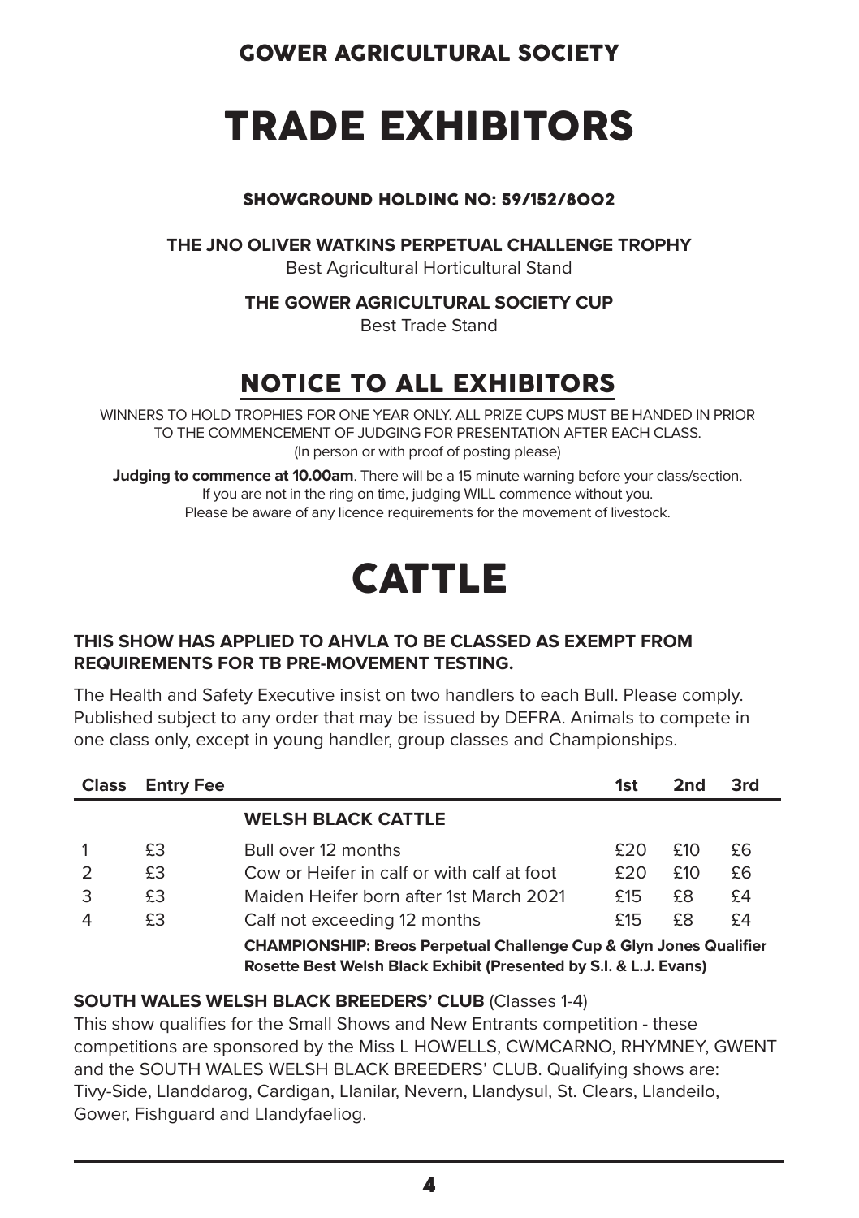## GOWER AGRICULTURAL SOCIETY

# TRADE EXHIBITORS

### SHOWGROUND HOLDING NO: 59/152/8002

**THE JNO OLIVER WATKINS PERPETUAL CHALLENGE TROPHY**
Best Agricultural Horticultural Stand

**THE GOWER AGRICULTURAL SOCIETY CUP**
Best Trade Stand

## NOTICE TO ALL EXHIBITORS

WINNERS TO HOLD TROPHIES FOR ONE YEAR ONLY. ALL PRIZE CUPS MUST BE HANDED IN PRIOR TO THE COMMENCEMENT OF JUDGING FOR PRESENTATION AFTER EACH CLASS.
(In person or with proof of posting please)

**Judging to commence at 10.00am**. There will be a 15 minute warning before your class/section.
If you are not in the ring on time, judging WILL commence without you.
Please be aware of any licence requirements for the movement of livestock.

# CATTLE

**THIS SHOW HAS APPLIED TO AHVLA TO BE CLASSED AS EXEMPT FROM REQUIREMENTS FOR TB PRE-MOVEMENT TESTING.**

The Health and Safety Executive insist on two handlers to each Bull. Please comply. Published subject to any order that may be issued by DEFRA. Animals to compete in one class only, except in young handler, group classes and Championships.

| Class | Entry Fee | | 1st | 2nd | 3rd |
|---|---|---|---|---|---|
| | | **WELSH BLACK CATTLE** | | | |
| 1 | £3 | Bull over 12 months | £20 | £10 | £6 |
| 2 | £3 | Cow or Heifer in calf or with calf at foot | £20 | £10 | £6 |
| 3 | £3 | Maiden Heifer born after 1st March 2021 | £15 | £8 | £4 |
| 4 | £3 | Calf not exceeding 12 months | £15 | £8 | £4 |
| | | **CHAMPIONSHIP: Breos Perpetual Challenge Cup & Glyn Jones Qualifier Rosette Best Welsh Black Exhibit (Presented by S.I. & L.J. Evans)** | | | |

**SOUTH WALES WELSH BLACK BREEDERS' CLUB** (Classes 1-4)
This show qualifies for the Small Shows and New Entrants competition - these competitions are sponsored by the Miss L HOWELLS, CWMCARNO, RHYMNEY, GWENT and the SOUTH WALES WELSH BLACK BREEDERS' CLUB. Qualifying shows are: Tivy-Side, Llanddarog, Cardigan, Llanilar, Nevern, Llandysul, St. Clears, Llandeilo, Gower, Fishguard and Llandyfaeliog.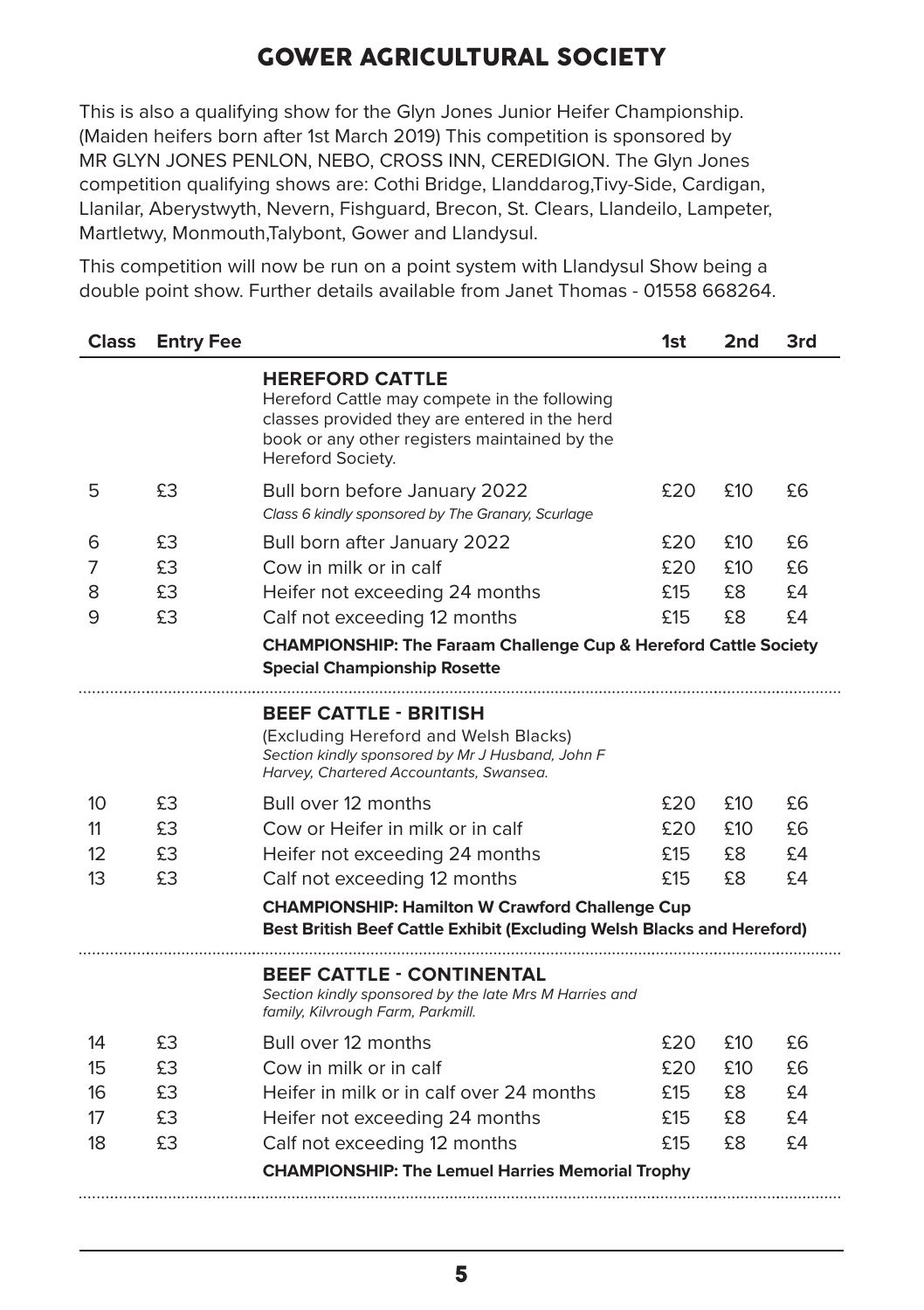# GOWER AGRICULTURAL SOCIETY

This is also a qualifying show for the Glyn Jones Junior Heifer Championship. (Maiden heifers born after 1st March 2019) This competition is sponsored by MR GLYN JONES PENLON, NEBO, CROSS INN, CEREDIGION. The Glyn Jones competition qualifying shows are: Cothi Bridge, Llanddarog,Tivy-Side, Cardigan, Llanilar, Aberystwyth, Nevern, Fishguard, Brecon, St. Clears, Llandeilo, Lampeter, Martletwy, Monmouth,Talybont, Gower and Llandysul.

This competition will now be run on a point system with Llandysul Show being a double point show. Further details available from Janet Thomas - 01558 668264.

| Class | Entry Fee | | 1st | 2nd | 3rd |
|---|---|---|---|---|---|
| | | **HEREFORD CATTLE** Hereford Cattle may compete in the following classes provided they are entered in the herd book or any other registers maintained by the Hereford Society. | | | |
| 5 | £3 | Bull born before January 2022 *Class 6 kindly sponsored by The Granary, Scurlage* | £20 | £10 | £6 |
| 6 | £3 | Bull born after January 2022 | £20 | £10 | £6 |
| 7 | £3 | Cow in milk or in calf | £20 | £10 | £6 |
| 8 | £3 | Heifer not exceeding 24 months | £15 | £8 | £4 |
| 9 | £3 | Calf not exceeding 12 months | £15 | £8 | £4 |
| | | **CHAMPIONSHIP: The Faraam Challenge Cup & Hereford Cattle Society Special Championship Rosette** | | | |
| | | **BEEF CATTLE - BRITISH** (Excluding Hereford and Welsh Blacks) *Section kindly sponsored by Mr J Husband, John F Harvey, Chartered Accountants, Swansea.* | | | |
| 10 | £3 | Bull over 12 months | £20 | £10 | £6 |
| 11 | £3 | Cow or Heifer in milk or in calf | £20 | £10 | £6 |
| 12 | £3 | Heifer not exceeding 24 months | £15 | £8 | £4 |
| 13 | £3 | Calf not exceeding 12 months | £15 | £8 | £4 |
| | | **CHAMPIONSHIP: Hamilton W Crawford Challenge Cup Best British Beef Cattle Exhibit (Excluding Welsh Blacks and Hereford)** | | | |
| | | **BEEF CATTLE - CONTINENTAL** *Section kindly sponsored by the late Mrs M Harries and family, Kilvrough Farm, Parkmill.* | | | |
| 14 | £3 | Bull over 12 months | £20 | £10 | £6 |
| 15 | £3 | Cow in milk or in calf | £20 | £10 | £6 |
| 16 | £3 | Heifer in milk or in calf over 24 months | £15 | £8 | £4 |
| 17 | £3 | Heifer not exceeding 24 months | £15 | £8 | £4 |
| 18 | £3 | Calf not exceeding 12 months | £15 | £8 | £4 |
| | | **CHAMPIONSHIP: The Lemuel Harries Memorial Trophy** | | | |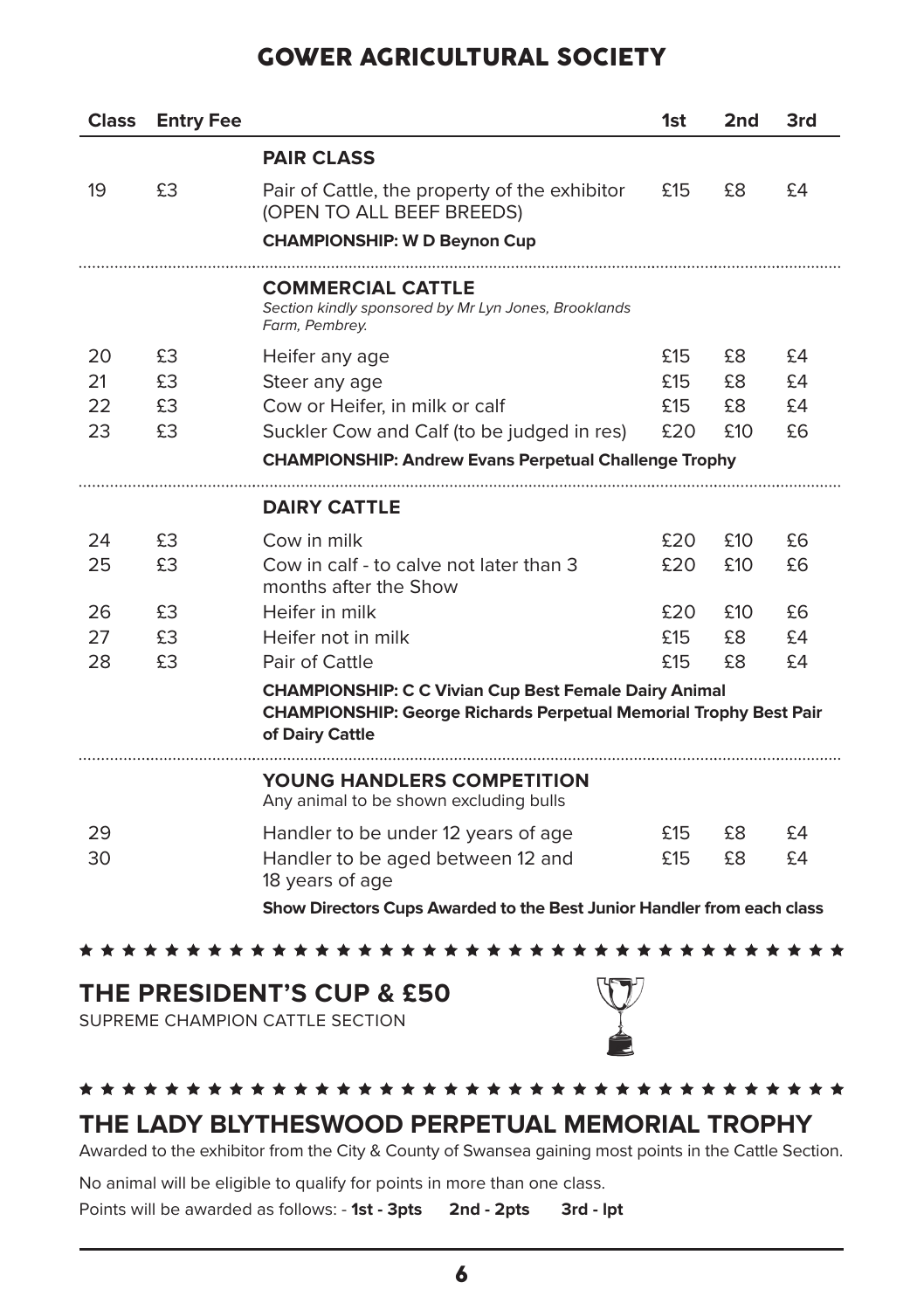# GOWER AGRICULTURAL SOCIETY

| Class | Entry Fee | | 1st | 2nd | 3rd |
|---|---|---|---|---|---|
| | | **PAIR CLASS** | | | |
| 19 | £3 | Pair of Cattle, the property of the exhibitor (OPEN TO ALL BEEF BREEDS) | £15 | £8 | £4 |
| | | **CHAMPIONSHIP: W D Beynon Cup** | | | |
| | | **COMMERCIAL CATTLE** *Section kindly sponsored by Mr Lyn Jones, Brooklands Farm, Pembrey.* | | | |
| 20 | £3 | Heifer any age | £15 | £8 | £4 |
| 21 | £3 | Steer any age | £15 | £8 | £4 |
| 22 | £3 | Cow or Heifer, in milk or calf | £15 | £8 | £4 |
| 23 | £3 | Suckler Cow and Calf (to be judged in res) | £20 | £10 | £6 |
| | | **CHAMPIONSHIP: Andrew Evans Perpetual Challenge Trophy** | | | |
| | | **DAIRY CATTLE** | | | |
| 24 | £3 | Cow in milk | £20 | £10 | £6 |
| 25 | £3 | Cow in calf - to calve not later than 3 months after the Show | £20 | £10 | £6 |
| 26 | £3 | Heifer in milk | £20 | £10 | £6 |
| 27 | £3 | Heifer not in milk | £15 | £8 | £4 |
| 28 | £3 | Pair of Cattle | £15 | £8 | £4 |
| | | **CHAMPIONSHIP: C C Vivian Cup Best Female Dairy Animal** **CHAMPIONSHIP: George Richards Perpetual Memorial Trophy Best Pair of Dairy Cattle** | | | |
| | | **YOUNG HANDLERS COMPETITION** Any animal to be shown excluding bulls | | | |
| 29 | | Handler to be under 12 years of age | £15 | £8 | £4 |
| 30 | | Handler to be aged between 12 and 18 years of age | £15 | £8 | £4 |
| | | **Show Directors Cups Awarded to the Best Junior Handler from each class** | | | |

## THE PRESIDENT'S CUP & £50

SUPREME CHAMPION CATTLE SECTION

## THE LADY BLYTHESWOOD PERPETUAL MEMORIAL TROPHY

Awarded to the exhibitor from the City & County of Swansea gaining most points in the Cattle Section.

No animal will be eligible to qualify for points in more than one class.

Points will be awarded as follows: - **1st - 3pts** **2nd - 2pts** **3rd - lpt**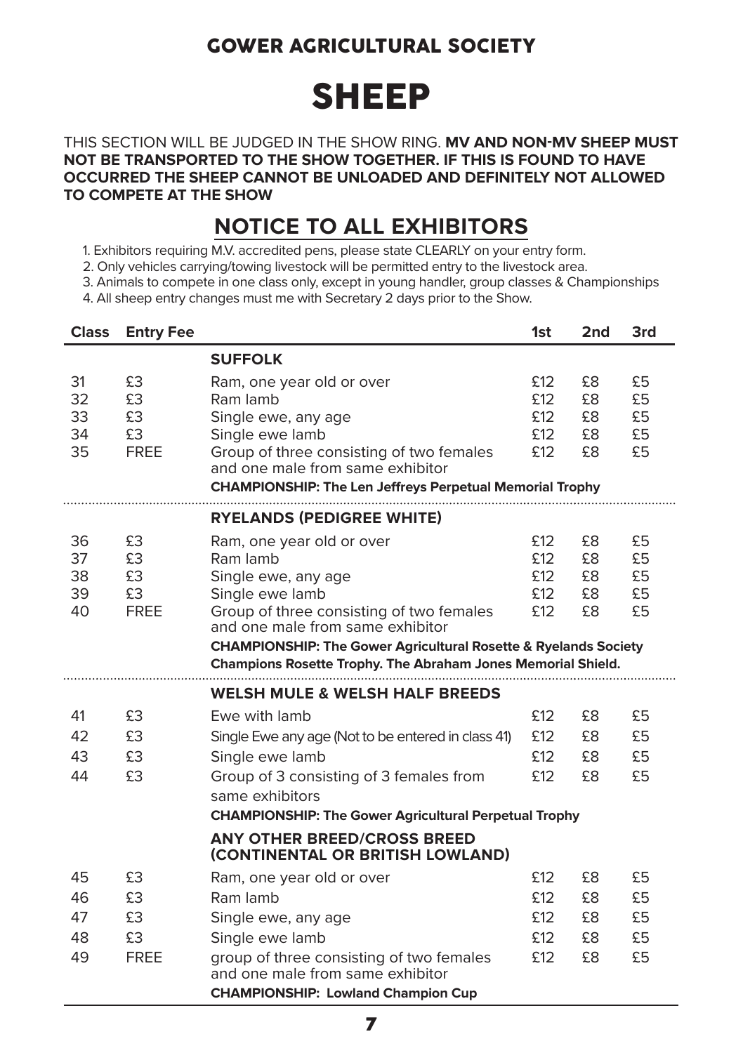## GOWER AGRICULTURAL SOCIETY

# SHEEP

THIS SECTION WILL BE JUDGED IN THE SHOW RING. **MV AND NON-MV SHEEP MUST NOT BE TRANSPORTED TO THE SHOW TOGETHER. IF THIS IS FOUND TO HAVE OCCURRED THE SHEEP CANNOT BE UNLOADED AND DEFINITELY NOT ALLOWED TO COMPETE AT THE SHOW**

## NOTICE TO ALL EXHIBITORS

1. Exhibitors requiring M.V. accredited pens, please state CLEARLY on your entry form.
2. Only vehicles carrying/towing livestock will be permitted entry to the livestock area.
3. Animals to compete in one class only, except in young handler, group classes & Championships
4. All sheep entry changes must me with Secretary 2 days prior to the Show.

| Class | Entry Fee | | 1st | 2nd | 3rd |
|---|---|---|---|---|---|
| | | **SUFFOLK** | | | |
| 31 | £3 | Ram, one year old or over | £12 | £8 | £5 |
| 32 | £3 | Ram lamb | £12 | £8 | £5 |
| 33 | £3 | Single ewe, any age | £12 | £8 | £5 |
| 34 | £3 | Single ewe lamb | £12 | £8 | £5 |
| 35 | FREE | Group of three consisting of two females and one male from same exhibitor | £12 | £8 | £5 |
| | | **CHAMPIONSHIP: The Len Jeffreys Perpetual Memorial Trophy** | | | |
| | | **RYELANDS (PEDIGREE WHITE)** | | | |
| 36 | £3 | Ram, one year old or over | £12 | £8 | £5 |
| 37 | £3 | Ram lamb | £12 | £8 | £5 |
| 38 | £3 | Single ewe, any age | £12 | £8 | £5 |
| 39 | £3 | Single ewe lamb | £12 | £8 | £5 |
| 40 | FREE | Group of three consisting of two females and one male from same exhibitor | £12 | £8 | £5 |
| | | **CHAMPIONSHIP: The Gower Agricultural Rosette & Ryelands Society Champions Rosette Trophy. The Abraham Jones Memorial Shield.** | | | |
| | | **WELSH MULE & WELSH HALF BREEDS** | | | |
| 41 | £3 | Ewe with lamb | £12 | £8 | £5 |
| 42 | £3 | Single Ewe any age (Not to be entered in class 41) | £12 | £8 | £5 |
| 43 | £3 | Single ewe lamb | £12 | £8 | £5 |
| 44 | £3 | Group of 3 consisting of 3 females from same exhibitors | £12 | £8 | £5 |
| | | **CHAMPIONSHIP: The Gower Agricultural Perpetual Trophy** | | | |
| | | **ANY OTHER BREED/CROSS BREED (CONTINENTAL OR BRITISH LOWLAND)** | | | |
| 45 | £3 | Ram, one year old or over | £12 | £8 | £5 |
| 46 | £3 | Ram lamb | £12 | £8 | £5 |
| 47 | £3 | Single ewe, any age | £12 | £8 | £5 |
| 48 | £3 | Single ewe lamb | £12 | £8 | £5 |
| 49 | FREE | group of three consisting of two females and one male from same exhibitor | £12 | £8 | £5 |
| | | **CHAMPIONSHIP: Lowland Champion Cup** | | | |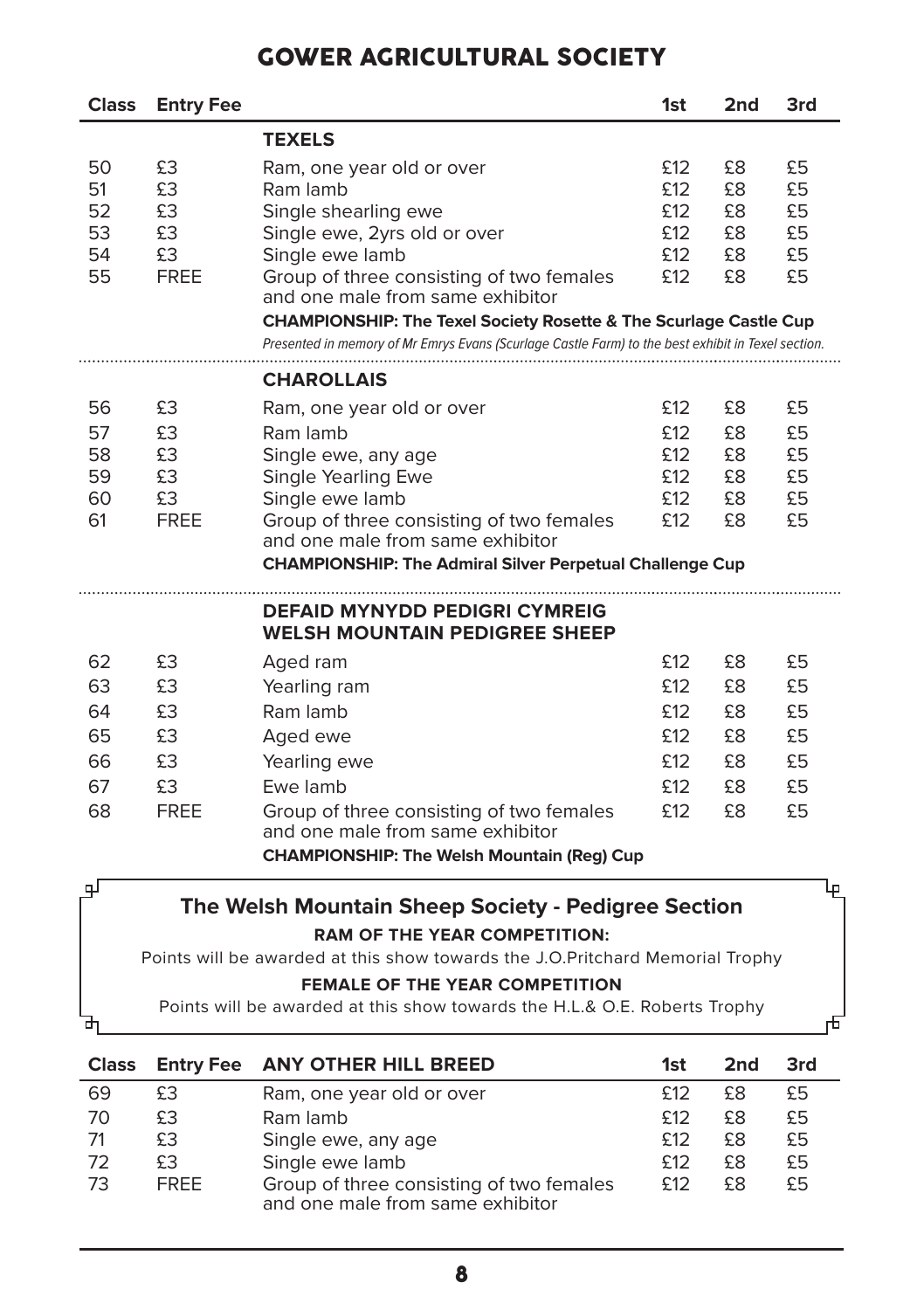# GOWER AGRICULTURAL SOCIETY

| Class | Entry Fee | | 1st | 2nd | 3rd |
|---|---|---|---|---|---|
| | | **TEXELS** | | | |
| 50 | £3 | Ram, one year old or over | £12 | £8 | £5 |
| 51 | £3 | Ram lamb | £12 | £8 | £5 |
| 52 | £3 | Single shearling ewe | £12 | £8 | £5 |
| 53 | £3 | Single ewe, 2yrs old or over | £12 | £8 | £5 |
| 54 | £3 | Single ewe lamb | £12 | £8 | £5 |
| 55 | FREE | Group of three consisting of two females and one male from same exhibitor | £12 | £8 | £5 |
| | | **CHAMPIONSHIP: The Texel Society Rosette & The Scurlage Castle Cup** | | | |
| | | *Presented in memory of Mr Emrys Evans (Scurlage Castle Farm) to the best exhibit in Texel section.* | | | |
| | | **CHAROLLAIS** | | | |
| 56 | £3 | Ram, one year old or over | £12 | £8 | £5 |
| 57 | £3 | Ram lamb | £12 | £8 | £5 |
| 58 | £3 | Single ewe, any age | £12 | £8 | £5 |
| 59 | £3 | Single Yearling Ewe | £12 | £8 | £5 |
| 60 | £3 | Single ewe lamb | £12 | £8 | £5 |
| 61 | FREE | Group of three consisting of two females and one male from same exhibitor | £12 | £8 | £5 |
| | | **CHAMPIONSHIP: The Admiral Silver Perpetual Challenge Cup** | | | |
| | | **DEFAID MYNYDD PEDIGRI CYMREIG WELSH MOUNTAIN PEDIGREE SHEEP** | | | |
| 62 | £3 | Aged ram | £12 | £8 | £5 |
| 63 | £3 | Yearling ram | £12 | £8 | £5 |
| 64 | £3 | Ram lamb | £12 | £8 | £5 |
| 65 | £3 | Aged ewe | £12 | £8 | £5 |
| 66 | £3 | Yearling ewe | £12 | £8 | £5 |
| 67 | £3 | Ewe lamb | £12 | £8 | £5 |
| 68 | FREE | Group of three consisting of two females and one male from same exhibitor | £12 | £8 | £5 |
| | | **CHAMPIONSHIP: The Welsh Mountain (Reg) Cup** | | | |

**The Welsh Mountain Sheep Society - Pedigree Section**

**RAM OF THE YEAR COMPETITION:**

Points will be awarded at this show towards the J.O.Pritchard Memorial Trophy

**FEMALE OF THE YEAR COMPETITION**

Points will be awarded at this show towards the H.L.& O.E. Roberts Trophy

| Class | Entry Fee | ANY OTHER HILL BREED | 1st | 2nd | 3rd |
|---|---|---|---|---|---|
| 69 | £3 | Ram, one year old or over | £12 | £8 | £5 |
| 70 | £3 | Ram lamb | £12 | £8 | £5 |
| 71 | £3 | Single ewe, any age | £12 | £8 | £5 |
| 72 | £3 | Single ewe lamb | £12 | £8 | £5 |
| 73 | FREE | Group of three consisting of two females and one male from same exhibitor | £12 | £8 | £5 |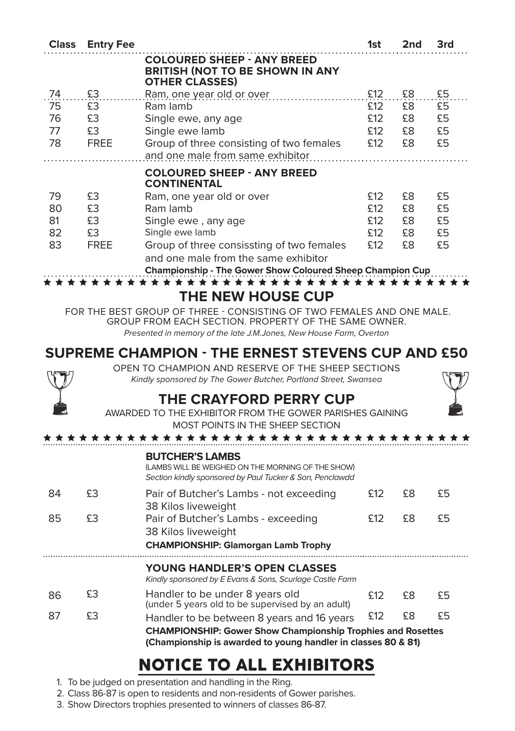| Class | Entry Fee | | 1st | 2nd | 3rd |
|---|---|---|---|---|---|
| | | **COLOURED SHEEP - ANY BREED BRITISH (NOT TO BE SHOWN IN ANY OTHER CLASSES)** | | | |
| 74 | £3 | Ram, one year old or over | £12 | £8 | £5 |
| 75 | £3 | Ram lamb | £12 | £8 | £5 |
| 76 | £3 | Single ewe, any age | £12 | £8 | £5 |
| 77 | £3 | Single ewe lamb | £12 | £8 | £5 |
| 78 | FREE | Group of three consisting of two females and one male from same exhibitor | £12 | £8 | £5 |
| | | **COLOURED SHEEP - ANY BREED CONTINENTAL** | | | |
| 79 | £3 | Ram, one year old or over | £12 | £8 | £5 |
| 80 | £3 | Ram lamb | £12 | £8 | £5 |
| 81 | £3 | Single ewe , any age | £12 | £8 | £5 |
| 82 | £3 | Single ewe lamb | £12 | £8 | £5 |
| 83 | FREE | Group of three consissting of two females and one male from the same exhibitor | £12 | £8 | £5 |
| | | **Championship - The Gower Show Coloured Sheep Champion Cup** | | | |

## THE NEW HOUSE CUP

FOR THE BEST GROUP OF THREE - CONSISTING OF TWO FEMALES AND ONE MALE. GROUP FROM EACH SECTION. PROPERTY OF THE SAME OWNER.

*Presented in memory of the late J.M.Jones, New House Farm, Overton*

## SUPREME CHAMPION - THE ERNEST STEVENS CUP AND £50

OPEN TO CHAMPION AND RESERVE OF THE SHEEP SECTIONS

*Kindly sponsored by The Gower Butcher, Portland Street, Swansea*

## THE CRAYFORD PERRY CUP

AWARDED TO THE EXHIBITOR FROM THE GOWER PARISHES GAINING MOST POINTS IN THE SHEEP SECTION

| Class | Entry Fee | | 1st | 2nd | 3rd |
|---|---|---|---|---|---|
| | | **BUTCHER'S LAMBS** (LAMBS WILL BE WEIGHED ON THE MORNING OF THE SHOW) *Section kindly sponsored by Paul Tucker & Son, Penclawdd* | | | |
| 84 | £3 | Pair of Butcher's Lambs - not exceeding 38 Kilos liveweight | £12 | £8 | £5 |
| 85 | £3 | Pair of Butcher's Lambs - exceeding 38 Kilos liveweight | £12 | £8 | £5 |
| | | **CHAMPIONSHIP: Glamorgan Lamb Trophy** | | | |
| | | **YOUNG HANDLER'S OPEN CLASSES** *Kindly sponsored by E Evans & Sons, Scurlage Castle Farm* | | | |
| 86 | £3 | Handler to be under 8 years old (under 5 years old to be supervised by an adult) | £12 | £8 | £5 |
| 87 | £3 | Handler to be between 8 years and 16 years | £12 | £8 | £5 |
| | | **CHAMPIONSHIP: Gower Show Championship Trophies and Rosettes (Championship is awarded to young handler in classes 80 & 81)** | | | |

## NOTICE TO ALL EXHIBITORS

1. To be judged on presentation and handling in the Ring.
2. Class 86-87 is open to residents and non-residents of Gower parishes.
3. Show Directors trophies presented to winners of classes 86-87.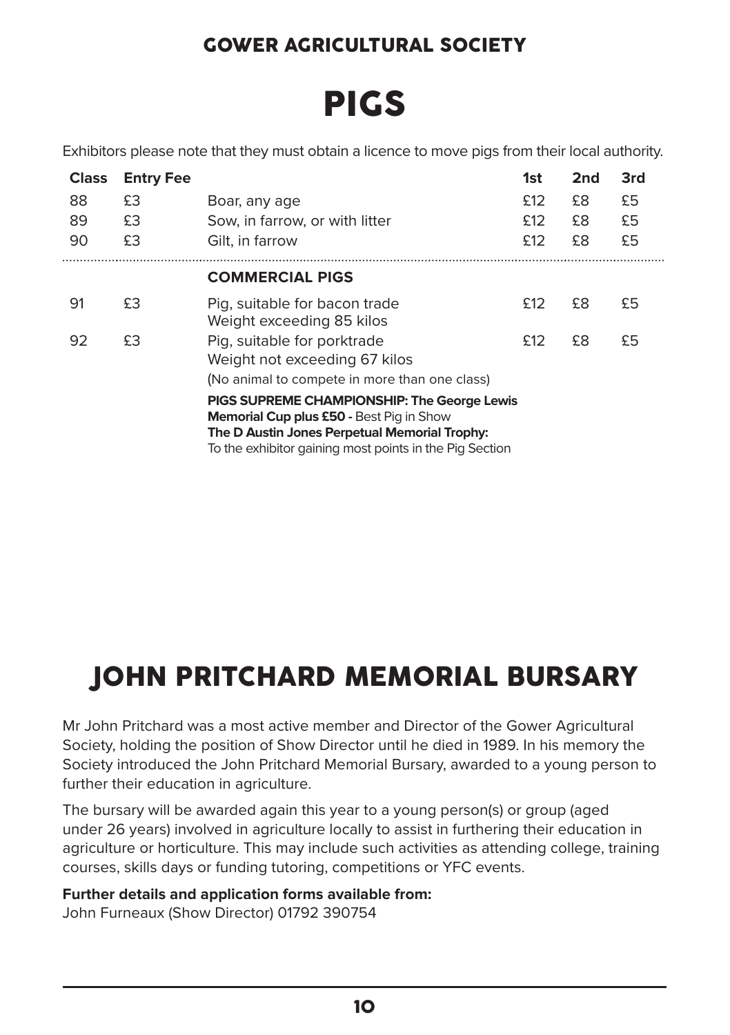# PIGS

Exhibitors please note that they must obtain a licence to move pigs from their local authority.

| Class | Entry Fee | | 1st | 2nd | 3rd |
|---|---|---|---|---|---|
| 88 | £3 | Boar, any age | £12 | £8 | £5 |
| 89 | £3 | Sow, in farrow, or with litter | £12 | £8 | £5 |
| 90 | £3 | Gilt, in farrow | £12 | £8 | £5 |
| | | **COMMERCIAL PIGS** | | | |
| 91 | £3 | Pig, suitable for bacon trade Weight exceeding 85 kilos | £12 | £8 | £5 |
| 92 | £3 | Pig, suitable for porktrade Weight not exceeding 67 kilos | £12 | £8 | £5 |

(No animal to compete in more than one class)

**PIGS SUPREME CHAMPIONSHIP: The George Lewis Memorial Cup plus £50 -** Best Pig in Show

**The D Austin Jones Perpetual Memorial Trophy:**
To the exhibitor gaining most points in the Pig Section

# JOHN PRITCHARD MEMORIAL BURSARY

Mr John Pritchard was a most active member and Director of the Gower Agricultural Society, holding the position of Show Director until he died in 1989. In his memory the Society introduced the John Pritchard Memorial Bursary, awarded to a young person to further their education in agriculture.

The bursary will be awarded again this year to a young person(s) or group (aged under 26 years) involved in agriculture locally to assist in furthering their education in agriculture or horticulture. This may include such activities as attending college, training courses, skills days or funding tutoring, competitions or YFC events.

**Further details and application forms available from:**
John Furneaux (Show Director) 01792 390754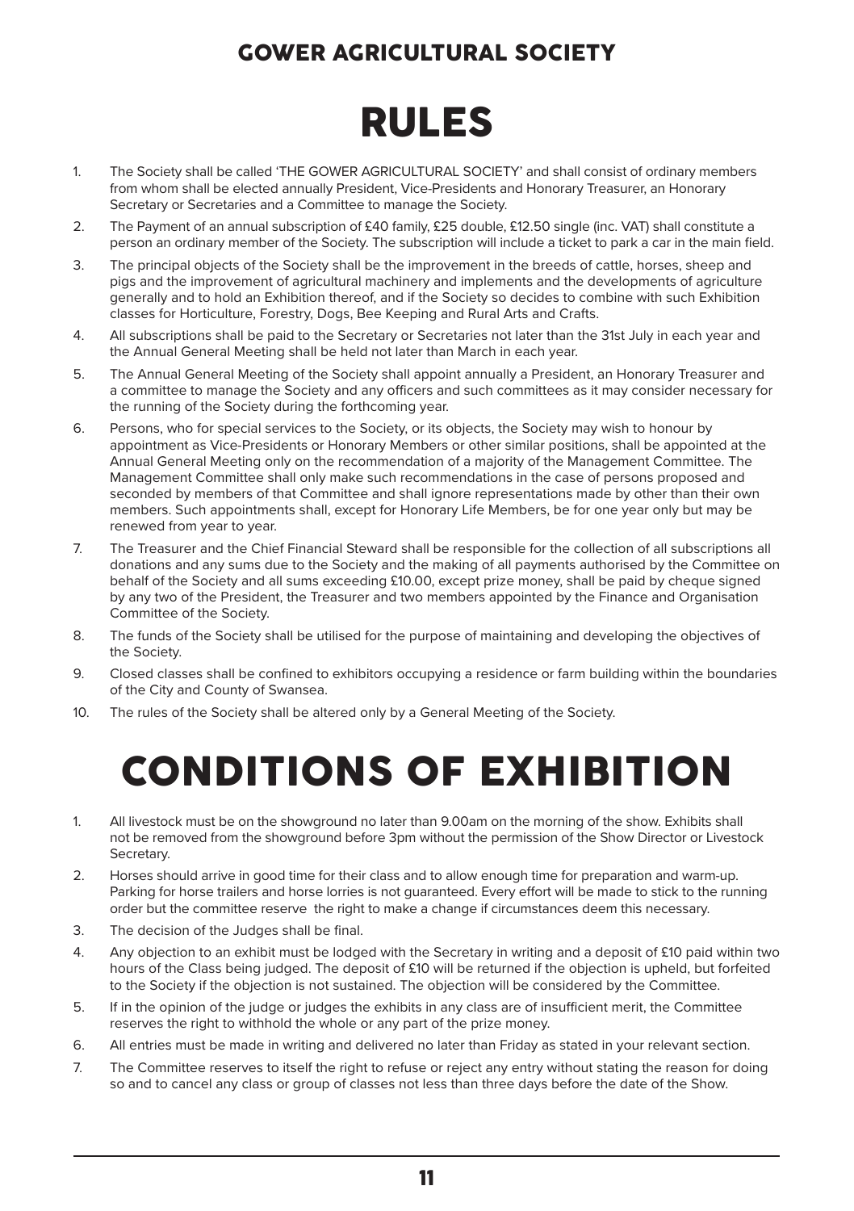## GOWER AGRICULTURAL SOCIETY

# RULES

1. The Society shall be called 'THE GOWER AGRICULTURAL SOCIETY' and shall consist of ordinary members from whom shall be elected annually President, Vice-Presidents and Honorary Treasurer, an Honorary Secretary or Secretaries and a Committee to manage the Society.
2. The Payment of an annual subscription of £40 family, £25 double, £12.50 single (inc. VAT) shall constitute a person an ordinary member of the Society. The subscription will include a ticket to park a car in the main field.
3. The principal objects of the Society shall be the improvement in the breeds of cattle, horses, sheep and pigs and the improvement of agricultural machinery and implements and the developments of agriculture generally and to hold an Exhibition thereof, and if the Society so decides to combine with such Exhibition classes for Horticulture, Forestry, Dogs, Bee Keeping and Rural Arts and Crafts.
4. All subscriptions shall be paid to the Secretary or Secretaries not later than the 31st July in each year and the Annual General Meeting shall be held not later than March in each year.
5. The Annual General Meeting of the Society shall appoint annually a President, an Honorary Treasurer and a committee to manage the Society and any officers and such committees as it may consider necessary for the running of the Society during the forthcoming year.
6. Persons, who for special services to the Society, or its objects, the Society may wish to honour by appointment as Vice-Presidents or Honorary Members or other similar positions, shall be appointed at the Annual General Meeting only on the recommendation of a majority of the Management Committee. The Management Committee shall only make such recommendations in the case of persons proposed and seconded by members of that Committee and shall ignore representations made by other than their own members. Such appointments shall, except for Honorary Life Members, be for one year only but may be renewed from year to year.
7. The Treasurer and the Chief Financial Steward shall be responsible for the collection of all subscriptions all donations and any sums due to the Society and the making of all payments authorised by the Committee on behalf of the Society and all sums exceeding £10.00, except prize money, shall be paid by cheque signed by any two of the President, the Treasurer and two members appointed by the Finance and Organisation Committee of the Society.
8. The funds of the Society shall be utilised for the purpose of maintaining and developing the objectives of the Society.
9. Closed classes shall be confined to exhibitors occupying a residence or farm building within the boundaries of the City and County of Swansea.
10. The rules of the Society shall be altered only by a General Meeting of the Society.

# CONDITIONS OF EXHIBITION

1. All livestock must be on the showground no later than 9.00am on the morning of the show. Exhibits shall not be removed from the showground before 3pm without the permission of the Show Director or Livestock Secretary.
2. Horses should arrive in good time for their class and to allow enough time for preparation and warm-up. Parking for horse trailers and horse lorries is not guaranteed. Every effort will be made to stick to the running order but the committee reserve the right to make a change if circumstances deem this necessary.
3. The decision of the Judges shall be final.
4. Any objection to an exhibit must be lodged with the Secretary in writing and a deposit of £10 paid within two hours of the Class being judged. The deposit of £10 will be returned if the objection is upheld, but forfeited to the Society if the objection is not sustained. The objection will be considered by the Committee.
5. If in the opinion of the judge or judges the exhibits in any class are of insufficient merit, the Committee reserves the right to withhold the whole or any part of the prize money.
6. All entries must be made in writing and delivered no later than Friday as stated in your relevant section.
7. The Committee reserves to itself the right to refuse or reject any entry without stating the reason for doing so and to cancel any class or group of classes not less than three days before the date of the Show.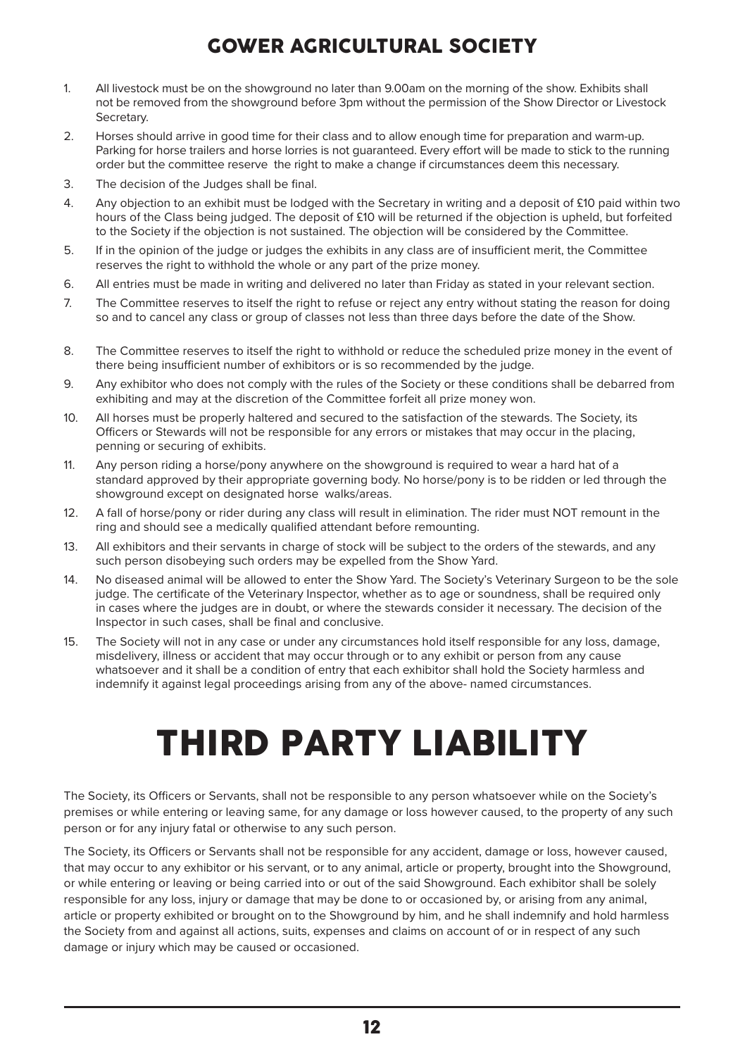# GOWER AGRICULTURAL SOCIETY

1. All livestock must be on the showground no later than 9.00am on the morning of the show. Exhibits shall not be removed from the showground before 3pm without the permission of the Show Director or Livestock Secretary.
2. Horses should arrive in good time for their class and to allow enough time for preparation and warm-up. Parking for horse trailers and horse lorries is not guaranteed. Every effort will be made to stick to the running order but the committee reserve the right to make a change if circumstances deem this necessary.
3. The decision of the Judges shall be final.
4. Any objection to an exhibit must be lodged with the Secretary in writing and a deposit of £10 paid within two hours of the Class being judged. The deposit of £10 will be returned if the objection is upheld, but forfeited to the Society if the objection is not sustained. The objection will be considered by the Committee.
5. If in the opinion of the judge or judges the exhibits in any class are of insufficient merit, the Committee reserves the right to withhold the whole or any part of the prize money.
6. All entries must be made in writing and delivered no later than Friday as stated in your relevant section.
7. The Committee reserves to itself the right to refuse or reject any entry without stating the reason for doing so and to cancel any class or group of classes not less than three days before the date of the Show.
8. The Committee reserves to itself the right to withhold or reduce the scheduled prize money in the event of there being insufficient number of exhibitors or is so recommended by the judge.
9. Any exhibitor who does not comply with the rules of the Society or these conditions shall be debarred from exhibiting and may at the discretion of the Committee forfeit all prize money won.
10. All horses must be properly haltered and secured to the satisfaction of the stewards. The Society, its Officers or Stewards will not be responsible for any errors or mistakes that may occur in the placing, penning or securing of exhibits.
11. Any person riding a horse/pony anywhere on the showground is required to wear a hard hat of a standard approved by their appropriate governing body. No horse/pony is to be ridden or led through the showground except on designated horse walks/areas.
12. A fall of horse/pony or rider during any class will result in elimination. The rider must NOT remount in the ring and should see a medically qualified attendant before remounting.
13. All exhibitors and their servants in charge of stock will be subject to the orders of the stewards, and any such person disobeying such orders may be expelled from the Show Yard.
14. No diseased animal will be allowed to enter the Show Yard. The Society's Veterinary Surgeon to be the sole judge. The certificate of the Veterinary Inspector, whether as to age or soundness, shall be required only in cases where the judges are in doubt, or where the stewards consider it necessary. The decision of the Inspector in such cases, shall be final and conclusive.
15. The Society will not in any case or under any circumstances hold itself responsible for any loss, damage, misdelivery, illness or accident that may occur through or to any exhibit or person from any cause whatsoever and it shall be a condition of entry that each exhibitor shall hold the Society harmless and indemnify it against legal proceedings arising from any of the above- named circumstances.

# THIRD PARTY LIABILITY

The Society, its Officers or Servants, shall not be responsible to any person whatsoever while on the Society's premises or while entering or leaving same, for any damage or loss however caused, to the property of any such person or for any injury fatal or otherwise to any such person.

The Society, its Officers or Servants shall not be responsible for any accident, damage or loss, however caused, that may occur to any exhibitor or his servant, or to any animal, article or property, brought into the Showground, or while entering or leaving or being carried into or out of the said Showground. Each exhibitor shall be solely responsible for any loss, injury or damage that may be done to or occasioned by, or arising from any animal, article or property exhibited or brought on to the Showground by him, and he shall indemnify and hold harmless the Society from and against all actions, suits, expenses and claims on account of or in respect of any such damage or injury which may be caused or occasioned.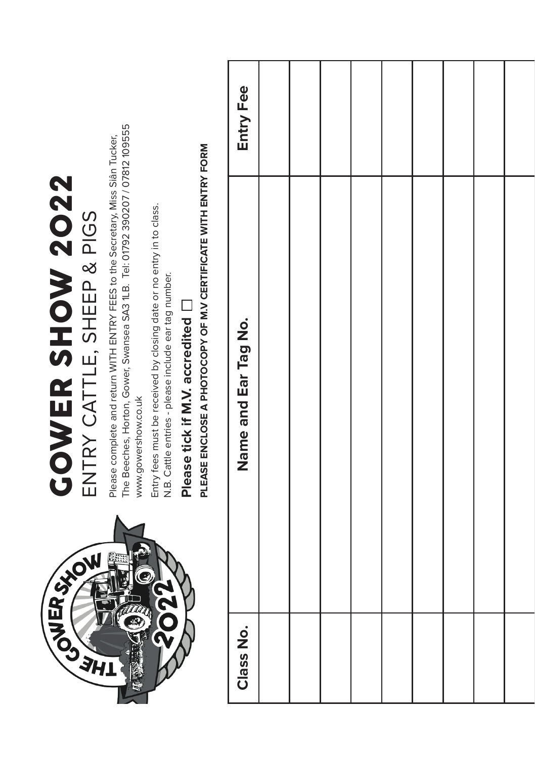# GOWER SHOW 2022

## ENTRY CATTLE, SHEEP & PIGS

Please complete and return WITH ENTRY FEES to the Secretary, Miss Siân Tucker, The Beeches, Horton, Gower, Swansea SA3 1LB. Tel: 01792 390207 / 07812 109555 www.gowershow.co.uk

Entry fees must be received by closing date or no entry in to class.
N.B. Cattle entries - please include ear tag number.

**Please tick if M.V. accredited** ☐

**PLEASE ENCLOSE A PHOTOCOPY OF M.V CERTIFICATE WITH ENTRY FORM**

| Class No. | Name and Ear Tag No. | Entry Fee |
|---|---|---|
| | | |
| | | |
| | | |
| | | |
| | | |
| | | |
| | | |
| | | |
| | | |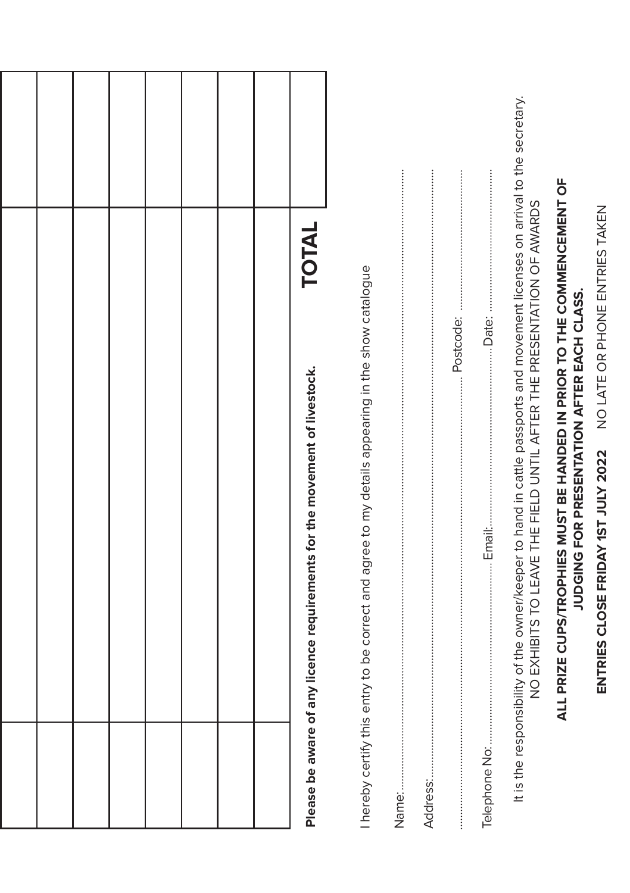| | | |
|---|---|---|
| | | |
| | | |
| | | |
| | | |
| | | |
| | | |
| | | |
| | | |
| | **TOTAL** | |

**Please be aware of any licence requirements for the movement of livestock.**

I hereby certify this entry to be correct and agree to my details appearing in the show catalogue

Name:.......................................................................................................................................................................

Address:...................................................................................................................................................................

.......................................................................................................... Postcode: ..................................

Telephone No: .......................................... Email:.......................................................... Date: .............................

It is the responsibility of the owner/keeper to hand in cattle passports and movement licenses on arrival to the secretary.
NO EXHIBITS TO LEAVE THE FIELD UNTIL AFTER THE PRESENTATION OF AWARDS

**ALL PRIZE CUPS/TROPHIES MUST BE HANDED IN PRIOR TO THE COMMENCEMENT OF JUDGING FOR PRESENTATION AFTER EACH CLASS.**

**ENTRIES CLOSE FRIDAY 1ST JULY 2022** NO LATE OR PHONE ENTRIES TAKEN